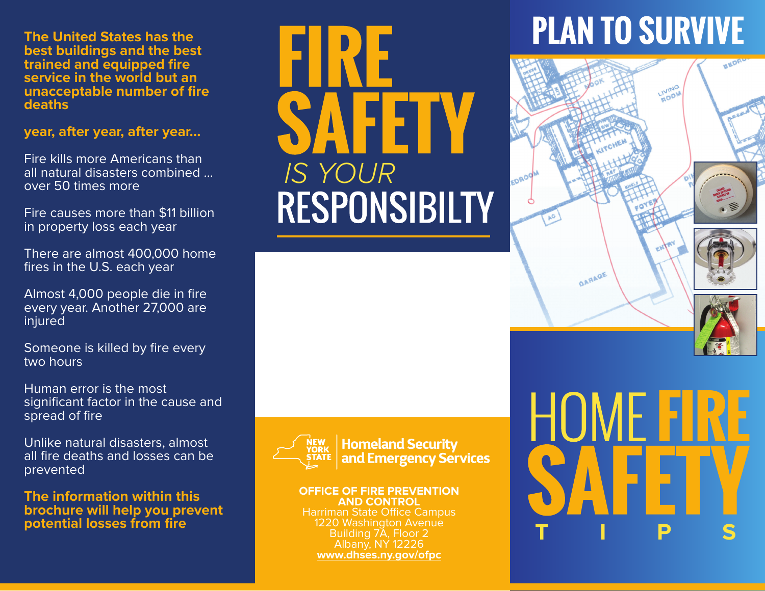**The United States has the best buildings and the best trained and equipped fire service in the world but an unacceptable number of fire deaths**

**year, after year, after year...**

Fire kills more Americans than all natural disasters combined ... over 50 times more

Fire causes more than $11 billion in property loss each year

There are almost 400,000 home fires in the U.S. each year

Almost 4,000 people die in fire every year. Another 27,000 are injured

Someone is killed by fire every two hours

Human error is the most significant factor in the cause and spread of fire

Unlike natural disasters, almost all fire deaths and losses can be prevented

**The information within this brochure will help you prevent potential losses from fire**

# FIRE SAFETY *IS YOUR* RESPONSIBILTY

NEW YORK STATE | Homeland Security and Emergency Services

**OFFICE OF FIRE PREVENTION AND CONTROL**
Harriman State Office Campus
1220 Washington Avenue
Building 7A, Floor 2
Albany, NY 12226
**www.dhses.ny.gov/ofpc**

# PLAN TO SURVIVE

# HOME FIRE SAFETY TIPS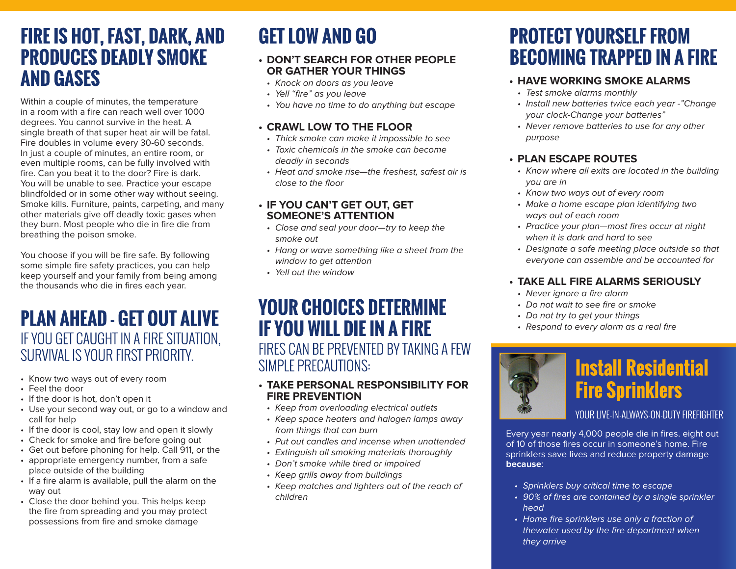# FIRE IS HOT, FAST, DARK, AND PRODUCES DEADLY SMOKE AND GASES

Within a couple of minutes, the temperature in a room with a fire can reach well over 1000 degrees. You cannot survive in the heat. A single breath of that super heat air will be fatal. Fire doubles in volume every 30-60 seconds. In just a couple of minutes, an entire room, or even multiple rooms, can be fully involved with fire. Can you beat it to the door? Fire is dark. You will be unable to see. Practice your escape blindfolded or in some other way without seeing. Smoke kills. Furniture, paints, carpeting, and many other materials give off deadly toxic gases when they burn. Most people who die in fire die from breathing the poison smoke.

You choose if you will be fire safe. By following some simple fire safety practices, you can help keep yourself and your family from being among the thousands who die in fires each year.

# PLAN AHEAD - GET OUT ALIVE

## IF YOU GET CAUGHT IN A FIRE SITUATION, SURVIVAL IS YOUR FIRST PRIORITY.

- Know two ways out of every room
- Feel the door
- If the door is hot, don't open it
- Use your second way out, or go to a window and call for help
- If the door is cool, stay low and open it slowly
- Check for smoke and fire before going out
- Get out before phoning for help. Call 911, or the
- appropriate emergency number, from a safe place outside of the building
- If a fire alarm is available, pull the alarm on the way out
- Close the door behind you. This helps keep the fire from spreading and you may protect possessions from fire and smoke damage

# GET LOW AND GO

- **DON'T SEARCH FOR OTHER PEOPLE OR GATHER YOUR THINGS**
  - *Knock on doors as you leave*
  - *Yell "fire" as you leave*
  - *You have no time to do anything but escape*
- **CRAWL LOW TO THE FLOOR**
  - *Thick smoke can make it impossible to see*
  - *Toxic chemicals in the smoke can become deadly in seconds*
  - *Heat and smoke rise—the freshest, safest air is close to the floor*
- **IF YOU CAN'T GET OUT, GET SOMEONE'S ATTENTION**
  - *Close and seal your door—try to keep the smoke out*
  - *Hang or wave something like a sheet from the window to get attention*
  - *Yell out the window*

# YOUR CHOICES DETERMINE IF YOU WILL DIE IN A FIRE

## FIRES CAN BE PREVENTED BY TAKING A FEW SIMPLE PRECAUTIONS:

- **TAKE PERSONAL RESPONSIBILITY FOR FIRE PREVENTION**
  - *Keep from overloading electrical outlets*
  - *Keep space heaters and halogen lamps away from things that can burn*
  - *Put out candles and incense when unattended*
  - *Extinguish all smoking materials thoroughly*
  - *Don't smoke while tired or impaired*
  - *Keep grills away from buildings*
  - *Keep matches and lighters out of the reach of children*

# PROTECT YOURSELF FROM BECOMING TRAPPED IN A FIRE

- **HAVE WORKING SMOKE ALARMS**
  - *Test smoke alarms monthly*
  - *Install new batteries twice each year -"Change your clock-Change your batteries"*
  - *Never remove batteries to use for any other purpose*
- **PLAN ESCAPE ROUTES**
  - *Know where all exits are located in the building you are in*
  - *Know two ways out of every room*
  - *Make a home escape plan identifying two ways out of each room*
  - *Practice your plan—most fires occur at night when it is dark and hard to see*
  - *Designate a safe meeting place outside so that everyone can assemble and be accounted for*
- **TAKE ALL FIRE ALARMS SERIOUSLY**
  - *Never ignore a fire alarm*
  - *Do not wait to see fire or smoke*
  - *Do not try to get your things*
  - *Respond to every alarm as a real fire*

# Install Residential Fire Sprinklers

## YOUR LIVE-IN-ALWAYS-ON-DUTY FIREFIGHTER

Every year nearly 4,000 people die in fires. eight out of 10 of those fires occur in someone's home. Fire sprinklers save lives and reduce property damage **because**:

- *Sprinklers buy critical time to escape*
- *90% of fires are contained by a single sprinkler head*
- *Home fire sprinklers use only a fraction of thewater used by the fire department when they arrive*